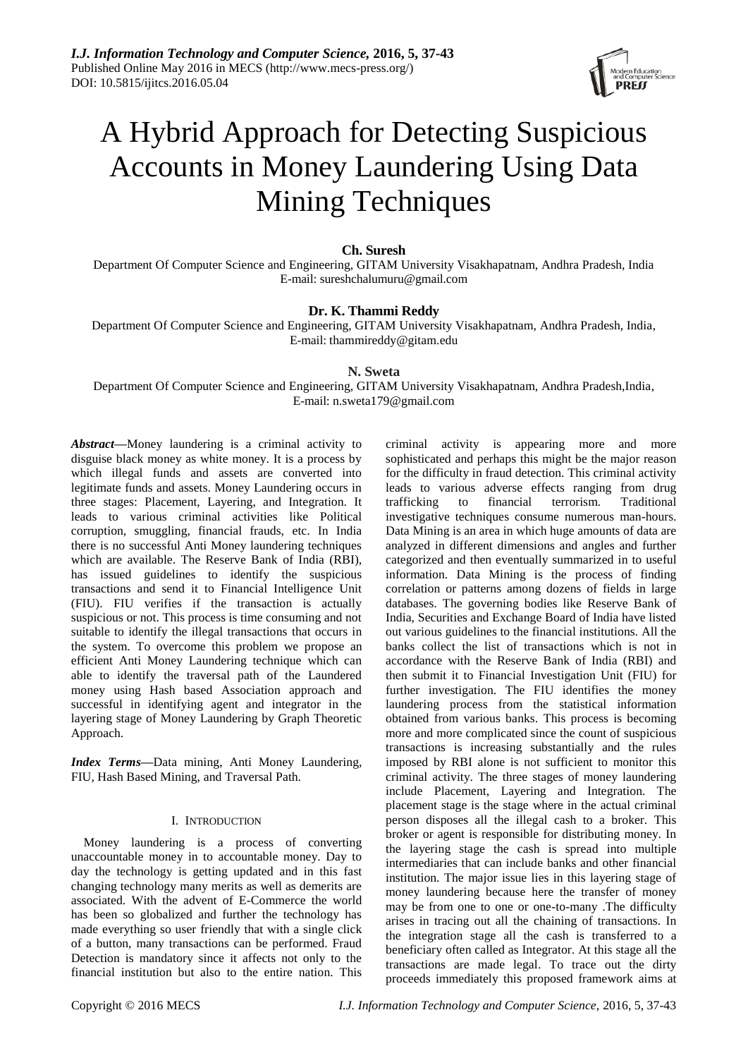# A Hybrid Approach for Detecting Suspicious Accounts in Money Laundering Using Data Mining Techniques

**Ch. Suresh**

Department Of Computer Science and Engineering, GITAM University Visakhapatnam, Andhra Pradesh, India
E-mail: sureshchalumuru@gmail.com

**Dr. K. Thammi Reddy**

Department Of Computer Science and Engineering, GITAM University Visakhapatnam, Andhra Pradesh, India,
E-mail: thammireddy@gitam.edu

**N. Sweta**

Department Of Computer Science and Engineering, GITAM University Visakhapatnam, Andhra Pradesh,India,
E-mail: n.sweta179@gmail.com

***Abstract*—**Money laundering is a criminal activity to disguise black money as white money. It is a process by which illegal funds and assets are converted into legitimate funds and assets. Money Laundering occurs in three stages: Placement, Layering, and Integration. It leads to various criminal activities like Political corruption, smuggling, financial frauds, etc. In India there is no successful Anti Money laundering techniques which are available. The Reserve Bank of India (RBI), has issued guidelines to identify the suspicious transactions and send it to Financial Intelligence Unit (FIU). FIU verifies if the transaction is actually suspicious or not. This process is time consuming and not suitable to identify the illegal transactions that occurs in the system. To overcome this problem we propose an efficient Anti Money Laundering technique which can able to identify the traversal path of the Laundered money using Hash based Association approach and successful in identifying agent and integrator in the layering stage of Money Laundering by Graph Theoretic Approach.

***Index Terms*—**Data mining, Anti Money Laundering, FIU, Hash Based Mining, and Traversal Path.

## I. Introduction

Money laundering is a process of converting unaccountable money in to accountable money. Day to day the technology is getting updated and in this fast changing technology many merits as well as demerits are associated. With the advent of E-Commerce the world has been so globalized and further the technology has made everything so user friendly that with a single click of a button, many transactions can be performed. Fraud Detection is mandatory since it affects not only to the financial institution but also to the entire nation. This criminal activity is appearing more and more sophisticated and perhaps this might be the major reason for the difficulty in fraud detection. This criminal activity leads to various adverse effects ranging from drug trafficking to financial terrorism. Traditional investigative techniques consume numerous man-hours. Data Mining is an area in which huge amounts of data are analyzed in different dimensions and angles and further categorized and then eventually summarized in to useful information. Data Mining is the process of finding correlation or patterns among dozens of fields in large databases. The governing bodies like Reserve Bank of India, Securities and Exchange Board of India have listed out various guidelines to the financial institutions. All the banks collect the list of transactions which is not in accordance with the Reserve Bank of India (RBI) and then submit it to Financial Investigation Unit (FIU) for further investigation. The FIU identifies the money laundering process from the statistical information obtained from various banks. This process is becoming more and more complicated since the count of suspicious transactions is increasing substantially and the rules imposed by RBI alone is not sufficient to monitor this criminal activity. The three stages of money laundering include Placement, Layering and Integration. The placement stage is the stage where in the actual criminal person disposes all the illegal cash to a broker. This broker or agent is responsible for distributing money. In the layering stage the cash is spread into multiple intermediaries that can include banks and other financial institution. The major issue lies in this layering stage of money laundering because here the transfer of money may be from one to one or one-to-many .The difficulty arises in tracing out all the chaining of transactions. In the integration stage all the cash is transferred to a beneficiary often called as Integrator. At this stage all the transactions are made legal. To trace out the dirty proceeds immediately this proposed framework aims at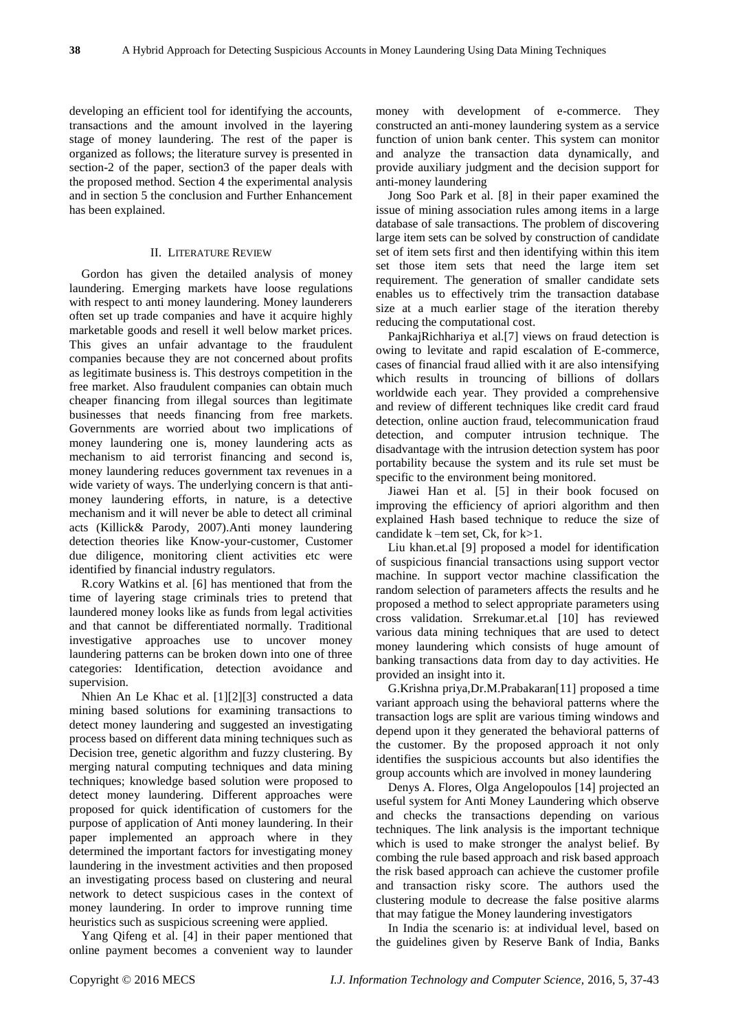developing an efficient tool for identifying the accounts, transactions and the amount involved in the layering stage of money laundering. The rest of the paper is organized as follows; the literature survey is presented in section-2 of the paper, section3 of the paper deals with the proposed method. Section 4 the experimental analysis and in section 5 the conclusion and Further Enhancement has been explained.

## II. Literature Review

Gordon has given the detailed analysis of money laundering. Emerging markets have loose regulations with respect to anti money laundering. Money launderers often set up trade companies and have it acquire highly marketable goods and resell it well below market prices. This gives an unfair advantage to the fraudulent companies because they are not concerned about profits as legitimate business is. This destroys competition in the free market. Also fraudulent companies can obtain much cheaper financing from illegal sources than legitimate businesses that needs financing from free markets. Governments are worried about two implications of money laundering one is, money laundering acts as mechanism to aid terrorist financing and second is, money laundering reduces government tax revenues in a wide variety of ways. The underlying concern is that anti-money laundering efforts, in nature, is a detective mechanism and it will never be able to detect all criminal acts (Killick& Parody, 2007).Anti money laundering detection theories like Know-your-customer, Customer due diligence, monitoring client activities etc were identified by financial industry regulators.

R.cory Watkins et al. [6] has mentioned that from the time of layering stage criminals tries to pretend that laundered money looks like as funds from legal activities and that cannot be differentiated normally. Traditional investigative approaches use to uncover money laundering patterns can be broken down into one of three categories: Identification, detection avoidance and supervision.

Nhien An Le Khac et al. [1][2][3] constructed a data mining based solutions for examining transactions to detect money laundering and suggested an investigating process based on different data mining techniques such as Decision tree, genetic algorithm and fuzzy clustering. By merging natural computing techniques and data mining techniques; knowledge based solution were proposed to detect money laundering. Different approaches were proposed for quick identification of customers for the purpose of application of Anti money laundering. In their paper implemented an approach where in they determined the important factors for investigating money laundering in the investment activities and then proposed an investigating process based on clustering and neural network to detect suspicious cases in the context of money laundering. In order to improve running time heuristics such as suspicious screening were applied.

Yang Qifeng et al. [4] in their paper mentioned that online payment becomes a convenient way to launder money with development of e-commerce. They constructed an anti-money laundering system as a service function of union bank center. This system can monitor and analyze the transaction data dynamically, and provide auxiliary judgment and the decision support for anti-money laundering

Jong Soo Park et al. [8] in their paper examined the issue of mining association rules among items in a large database of sale transactions. The problem of discovering large item sets can be solved by construction of candidate set of item sets first and then identifying within this item set those item sets that need the large item set requirement. The generation of smaller candidate sets enables us to effectively trim the transaction database size at a much earlier stage of the iteration thereby reducing the computational cost.

PankajRichhariya et al.[7] views on fraud detection is owing to levitate and rapid escalation of E-commerce, cases of financial fraud allied with it are also intensifying which results in trouncing of billions of dollars worldwide each year. They provided a comprehensive and review of different techniques like credit card fraud detection, online auction fraud, telecommunication fraud detection, and computer intrusion technique. The disadvantage with the intrusion detection system has poor portability because the system and its rule set must be specific to the environment being monitored.

Jiawei Han et al. [5] in their book focused on improving the efficiency of apriori algorithm and then explained Hash based technique to reduce the size of candidate k –tem set, Ck, for k>1.

Liu khan.et.al [9] proposed a model for identification of suspicious financial transactions using support vector machine. In support vector machine classification the random selection of parameters affects the results and he proposed a method to select appropriate parameters using cross validation. Srrekumar.et.al [10] has reviewed various data mining techniques that are used to detect money laundering which consists of huge amount of banking transactions data from day to day activities. He provided an insight into it.

G.Krishna priya,Dr.M.Prabakaran[11] proposed a time variant approach using the behavioral patterns where the transaction logs are split are various timing windows and depend upon it they generated the behavioral patterns of the customer. By the proposed approach it not only identifies the suspicious accounts but also identifies the group accounts which are involved in money laundering

Denys A. Flores, Olga Angelopoulos [14] projected an useful system for Anti Money Laundering which observe and checks the transactions depending on various techniques. The link analysis is the important technique which is used to make stronger the analyst belief. By combing the rule based approach and risk based approach the risk based approach can achieve the customer profile and transaction risky score. The authors used the clustering module to decrease the false positive alarms that may fatigue the Money laundering investigators

In India the scenario is: at individual level, based on the guidelines given by Reserve Bank of India, Banks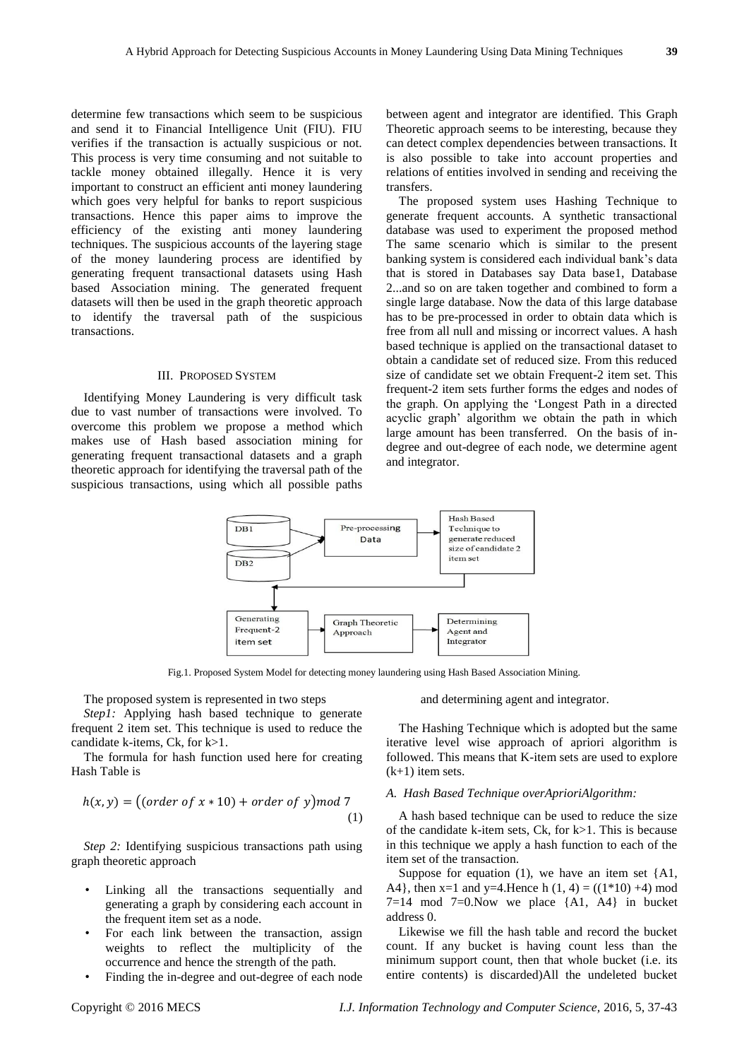determine few transactions which seem to be suspicious and send it to Financial Intelligence Unit (FIU). FIU verifies if the transaction is actually suspicious or not. This process is very time consuming and not suitable to tackle money obtained illegally. Hence it is very important to construct an efficient anti money laundering which goes very helpful for banks to report suspicious transactions. Hence this paper aims to improve the efficiency of the existing anti money laundering techniques. The suspicious accounts of the layering stage of the money laundering process are identified by generating frequent transactional datasets using Hash based Association mining. The generated frequent datasets will then be used in the graph theoretic approach to identify the traversal path of the suspicious transactions.

## III. Proposed System

Identifying Money Laundering is very difficult task due to vast number of transactions were involved. To overcome this problem we propose a method which makes use of Hash based association mining for generating frequent transactional datasets and a graph theoretic approach for identifying the traversal path of the suspicious transactions, using which all possible paths between agent and integrator are identified. This Graph Theoretic approach seems to be interesting, because they can detect complex dependencies between transactions. It is also possible to take into account properties and relations of entities involved in sending and receiving the transfers.

The proposed system uses Hashing Technique to generate frequent accounts. A synthetic transactional database was used to experiment the proposed method The same scenario which is similar to the present banking system is considered each individual bank's data that is stored in Databases say Data base1, Database 2...and so on are taken together and combined to form a single large database. Now the data of this large database has to be pre-processed in order to obtain data which is free from all null and missing or incorrect values. A hash based technique is applied on the transactional dataset to obtain a candidate set of reduced size. From this reduced size of candidate set we obtain Frequent-2 item set. This frequent-2 item sets further forms the edges and nodes of the graph. On applying the 'Longest Path in a directed acyclic graph' algorithm we obtain the path in which large amount has been transferred. On the basis of in-degree and out-degree of each node, we determine agent and integrator.

DB1
DB2
Pre-processing Data
Hash Based Technique to generate reduced size of candidate 2 item set
Generating Frequent-2 item set
Graph Theoretic Approach
Determining Agent and Integrator

Fig.1. Proposed System Model for detecting money laundering using Hash Based Association Mining.

The proposed system is represented in two steps

*Step1:* Applying hash based technique to generate frequent 2 item set. This technique is used to reduce the candidate k-items, Ck, for k>1.

The formula for hash function used here for creating Hash Table is

$$h(x,y) = \big((order\ of\ x * 10) + order\ of\ y\big) mod\ 7 \tag{1}$$

*Step 2:* Identifying suspicious transactions path using graph theoretic approach

- Linking all the transactions sequentially and generating a graph by considering each account in the frequent item set as a node.
- For each link between the transaction, assign weights to reflect the multiplicity of the occurrence and hence the strength of the path.
- Finding the in-degree and out-degree of each node and determining agent and integrator.

The Hashing Technique which is adopted but the same iterative level wise approach of apriori algorithm is followed. This means that K-item sets are used to explore (k+1) item sets.

### A. Hash Based Technique overAprioriAlgorithm:

A hash based technique can be used to reduce the size of the candidate k-item sets, Ck, for k>1. This is because in this technique we apply a hash function to each of the item set of the transaction.

Suppose for equation (1), we have an item set {A1, A4}, then x=1 and y=4.Hence h (1, 4) = ((1*10) +4) mod 7=14 mod 7=0.Now we place {A1, A4} in bucket address 0.

Likewise we fill the hash table and record the bucket count. If any bucket is having count less than the minimum support count, then that whole bucket (i.e. its entire contents) is discarded)All the undeleted bucket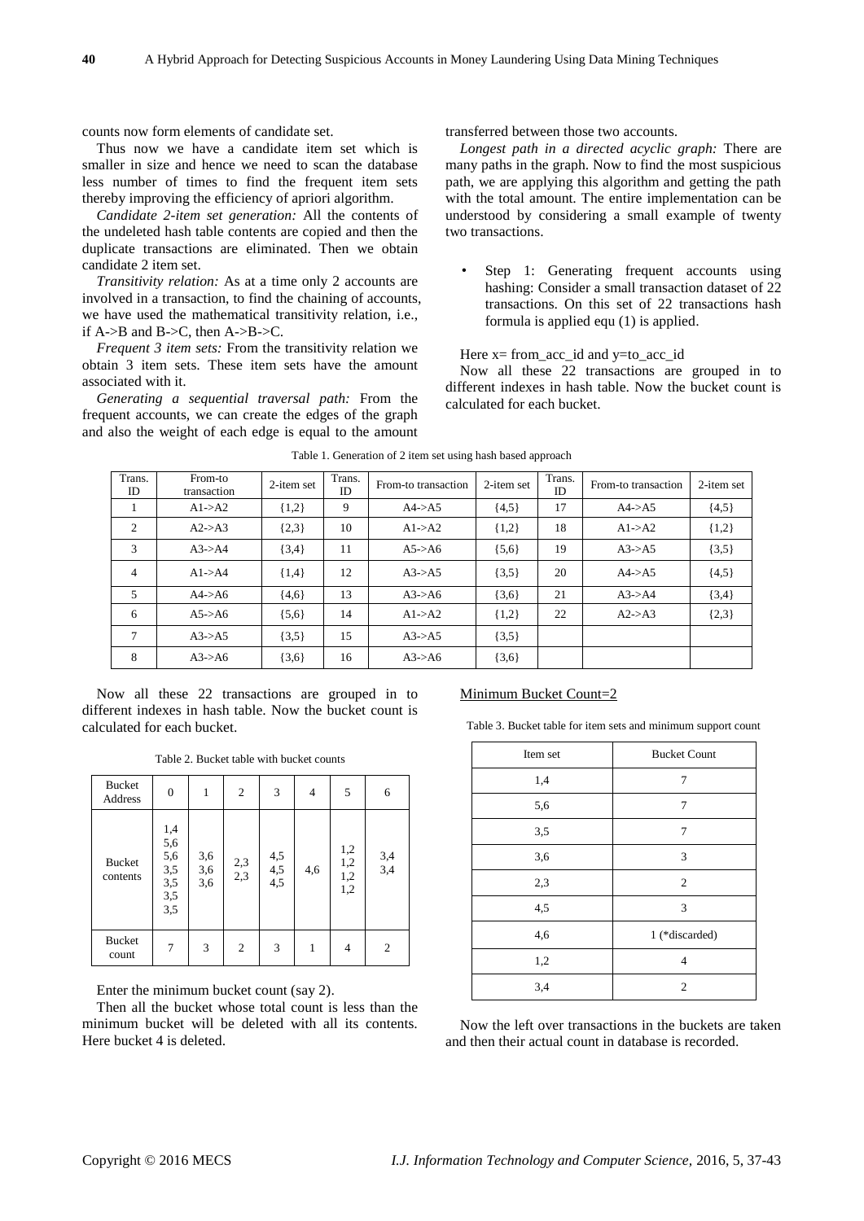counts now form elements of candidate set.

Thus now we have a candidate item set which is smaller in size and hence we need to scan the database less number of times to find the frequent item sets thereby improving the efficiency of apriori algorithm.

*Candidate 2-item set generation:* All the contents of the undeleted hash table contents are copied and then the duplicate transactions are eliminated. Then we obtain candidate 2 item set.

*Transitivity relation:* As at a time only 2 accounts are involved in a transaction, to find the chaining of accounts, we have used the mathematical transitivity relation, i.e., if A->B and B->C, then A->B->C.

*Frequent 3 item sets:* From the transitivity relation we obtain 3 item sets. These item sets have the amount associated with it.

*Generating a sequential traversal path:* From the frequent accounts, we can create the edges of the graph and also the weight of each edge is equal to the amount transferred between those two accounts.

*Longest path in a directed acyclic graph:* There are many paths in the graph. Now to find the most suspicious path, we are applying this algorithm and getting the path with the total amount. The entire implementation can be understood by considering a small example of twenty two transactions.

- Step 1: Generating frequent accounts using hashing: Consider a small transaction dataset of 22 transactions. On this set of 22 transactions hash formula is applied equ (1) is applied.

Here x= from_acc_id and y=to_acc_id

Now all these 22 transactions are grouped in to different indexes in hash table. Now the bucket count is calculated for each bucket.

Table 1. Generation of 2 item set using hash based approach

| Trans. ID | From-to transaction | 2-item set | Trans. ID | From-to transaction | 2-item set | Trans. ID | From-to transaction | 2-item set |
|---|---|---|---|---|---|---|---|---|
| 1 | A1->A2 | {1,2} | 9 | A4->A5 | {4,5} | 17 | A4->A5 | {4,5} |
| 2 | A2->A3 | {2,3} | 10 | A1->A2 | {1,2} | 18 | A1->A2 | {1,2} |
| 3 | A3->A4 | {3,4} | 11 | A5->A6 | {5,6} | 19 | A3->A5 | {3,5} |
| 4 | A1->A4 | {1,4} | 12 | A3->A5 | {3,5} | 20 | A4->A5 | {4,5} |
| 5 | A4->A6 | {4,6} | 13 | A3->A6 | {3,6} | 21 | A3->A4 | {3,4} |
| 6 | A5->A6 | {5,6} | 14 | A1->A2 | {1,2} | 22 | A2->A3 | {2,3} |
| 7 | A3->A5 | {3,5} | 15 | A3->A5 | {3,5} | | | |
| 8 | A3->A6 | {3,6} | 16 | A3->A6 | {3,6} | | | |

Now all these 22 transactions are grouped in to different indexes in hash table. Now the bucket count is calculated for each bucket.

Table 2. Bucket table with bucket counts

| Bucket Address | 0 | 1 | 2 | 3 | 4 | 5 | 6 |
|---|---|---|---|---|---|---|---|
| Bucket contents | 1,4 5,6 5,6 3,5 3,5 3,5 3,5 | 3,6 3,6 3,6 | 2,3 2,3 | 4,5 4,5 4,5 | 4,6 | 1,2 1,2 1,2 1,2 | 3,4 3,4 |
| Bucket count | 7 | 3 | 2 | 3 | 1 | 4 | 2 |

Enter the minimum bucket count (say 2).

Then all the bucket whose total count is less than the minimum bucket will be deleted with all its contents. Here bucket 4 is deleted.

Minimum Bucket Count=2

Table 3. Bucket table for item sets and minimum support count

| Item set | Bucket Count |
|---|---|
| 1,4 | 7 |
| 5,6 | 7 |
| 3,5 | 7 |
| 3,6 | 3 |
| 2,3 | 2 |
| 4,5 | 3 |
| 4,6 | 1 (*discarded) |
| 1,2 | 4 |
| 3,4 | 2 |

Now the left over transactions in the buckets are taken and then their actual count in database is recorded.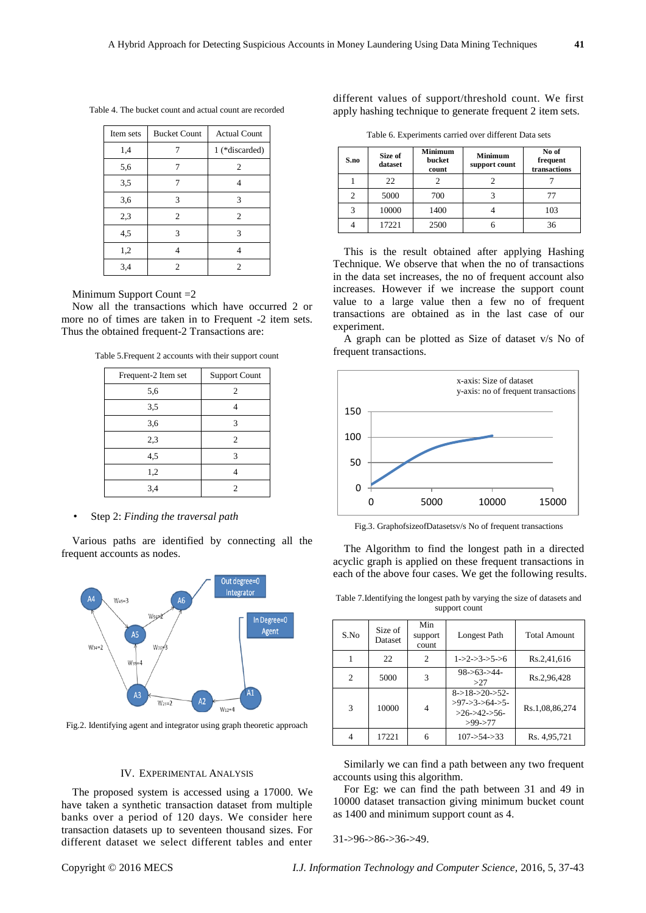Table 4. The bucket count and actual count are recorded

| Item sets | Bucket Count | Actual Count |
|---|---|---|
| 1,4 | 7 | 1 (*discarded) |
| 5,6 | 7 | 2 |
| 3,5 | 7 | 4 |
| 3,6 | 3 | 3 |
| 2,3 | 2 | 2 |
| 4,5 | 3 | 3 |
| 1,2 | 4 | 4 |
| 3,4 | 2 | 2 |

Minimum Support Count =2

Now all the transactions which have occurred 2 or more no of times are taken in to Frequent -2 item sets. Thus the obtained frequent-2 Transactions are:

Table 5.Frequent 2 accounts with their support count

| Frequent-2 Item set | Support Count |
|---|---|
| 5,6 | 2 |
| 3,5 | 4 |
| 3,6 | 3 |
| 2,3 | 2 |
| 4,5 | 3 |
| 1,2 | 4 |
| 3,4 | 2 |

- Step 2: *Finding the traversal path*

Various paths are identified by connecting all the frequent accounts as nodes.

Out degree=0
Integrator

In Degree=0
Agent

A4, A6, A5, A3, A2, A1

$W_{45}$=3, $W_{56}$=2, $W_{34}$=2, $W_{36}$=3, $W_{35}$=4, $W_{23}$=2, $W_{12}$=4

Fig.2. Identifying agent and integrator using graph theoretic approach

## IV. Experimental Analysis

The proposed system is accessed using a 17000. We have taken a synthetic transaction dataset from multiple banks over a period of 120 days. We consider here transaction datasets up to seventeen thousand sizes. For different dataset we select different tables and enter different values of support/threshold count. We first apply hashing technique to generate frequent 2 item sets.

Table 6. Experiments carried over different Data sets

| S.no | Size of dataset | Minimum bucket count | Minimum support count | No of frequent transactions |
|---|---|---|---|---|
| 1 | 22 | 2 | 2 | 7 |
| 2 | 5000 | 700 | 3 | 77 |
| 3 | 10000 | 1400 | 4 | 103 |
| 4 | 17221 | 2500 | 6 | 36 |

This is the result obtained after applying Hashing Technique. We observe that when the no of transactions in the data set increases, the no of frequent account also increases. However if we increase the support count value to a large value then a few no of frequent transactions are obtained as in the last case of our experiment.

A graph can be plotted as Size of dataset v/s No of frequent transactions.

x-axis: Size of dataset
y-axis: no of frequent transactions

150
100
50
0
0 5000 10000 15000

Fig.3. GraphofsizeofDatasetsv/s No of frequent transactions

The Algorithm to find the longest path in a directed acyclic graph is applied on these frequent transactions in each of the above four cases. We get the following results.

Table 7.Identifying the longest path by varying the size of datasets and support count

| S.No | Size of Dataset | Min support count | Longest Path | Total Amount |
|---|---|---|---|---|
| 1 | 22 | 2 | 1->2->3->5->6 | Rs.2,41,616 |
| 2 | 5000 | 3 | 98->63->44->27 | Rs.2,96,428 |
| 3 | 10000 | 4 | 8->18->20->52->97->3->64->5->26->42->56->99->77 | Rs.1,08,86,274 |
| 4 | 17221 | 6 | 107->54->33 | Rs. 4,95,721 |

Similarly we can find a path between any two frequent accounts using this algorithm.

For Eg: we can find the path between 31 and 49 in 10000 dataset transaction giving minimum bucket count as 1400 and minimum support count as 4.

31->96->86->36->49.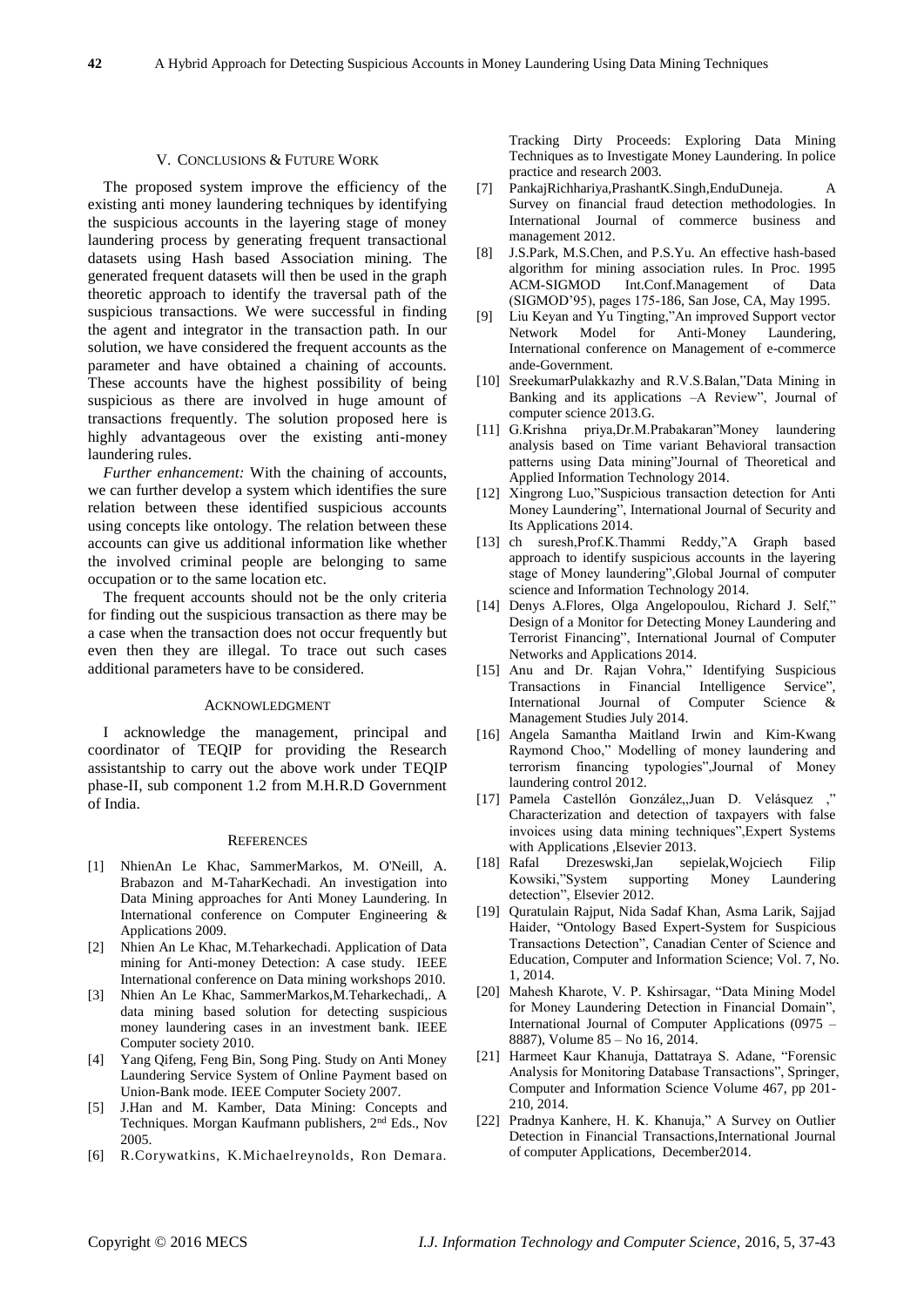## V. Conclusions & Future Work

The proposed system improve the efficiency of the existing anti money laundering techniques by identifying the suspicious accounts in the layering stage of money laundering process by generating frequent transactional datasets using Hash based Association mining. The generated frequent datasets will then be used in the graph theoretic approach to identify the traversal path of the suspicious transactions. We were successful in finding the agent and integrator in the transaction path. In our solution, we have considered the frequent accounts as the parameter and have obtained a chaining of accounts. These accounts have the highest possibility of being suspicious as there are involved in huge amount of transactions frequently. The solution proposed here is highly advantageous over the existing anti-money laundering rules.

*Further enhancement:* With the chaining of accounts, we can further develop a system which identifies the sure relation between these identified suspicious accounts using concepts like ontology. The relation between these accounts can give us additional information like whether the involved criminal people are belonging to same occupation or to the same location etc.

The frequent accounts should not be the only criteria for finding out the suspicious transaction as there may be a case when the transaction does not occur frequently but even then they are illegal. To trace out such cases additional parameters have to be considered.

## Acknowledgment

I acknowledge the management, principal and coordinator of TEQIP for providing the Research assistantship to carry out the above work under TEQIP phase-II, sub component 1.2 from M.H.R.D Government of India.

## References

[1] NhienAn Le Khac, SammerMarkos, M. O'Neill, A. Brabazon and M-TaharKechadi. An investigation into Data Mining approaches for Anti Money Laundering. In International conference on Computer Engineering & Applications 2009.

[2] Nhien An Le Khac, M.Teharkechadi. Application of Data mining for Anti-money Detection: A case study. IEEE International conference on Data mining workshops 2010.

[3] Nhien An Le Khac, SammerMarkos,M.Teharkechadi,. A data mining based solution for detecting suspicious money laundering cases in an investment bank. IEEE Computer society 2010.

[4] Yang Qifeng, Feng Bin, Song Ping. Study on Anti Money Laundering Service System of Online Payment based on Union-Bank mode. IEEE Computer Society 2007.

[5] J.Han and M. Kamber, Data Mining: Concepts and Techniques. Morgan Kaufmann publishers, 2nd Eds., Nov 2005.

[6] R.Corywatkins, K.Michaelreynolds, Ron Demara. Tracking Dirty Proceeds: Exploring Data Mining Techniques as to Investigate Money Laundering. In police practice and research 2003.

[7] PankajRichhariya,PrashantK.Singh,EnduDuneja. A Survey on financial fraud detection methodologies. In International Journal of commerce business and management 2012.

[8] J.S.Park, M.S.Chen, and P.S.Yu. An effective hash-based algorithm for mining association rules. In Proc. 1995 ACM-SIGMOD Int.Conf.Management of Data (SIGMOD'95), pages 175-186, San Jose, CA, May 1995.

[9] Liu Keyan and Yu Tingting,"An improved Support vector Network Model for Anti-Money Laundering, International conference on Management of e-commerce ande-Government.

[10] SreekumarPulakkazhy and R.V.S.Balan,"Data Mining in Banking and its applications –A Review", Journal of computer science 2013.G.

[11] G.Krishna priya,Dr.M.Prabakaran"Money laundering analysis based on Time variant Behavioral transaction patterns using Data mining"Journal of Theoretical and Applied Information Technology 2014.

[12] Xingrong Luo,"Suspicious transaction detection for Anti Money Laundering", International Journal of Security and Its Applications 2014.

[13] ch suresh,Prof.K.Thammi Reddy,"A Graph based approach to identify suspicious accounts in the layering stage of Money laundering",Global Journal of computer science and Information Technology 2014.

[14] Denys A.Flores, Olga Angelopoulou, Richard J. Self," Design of a Monitor for Detecting Money Laundering and Terrorist Financing", International Journal of Computer Networks and Applications 2014.

[15] Anu and Dr. Rajan Vohra," Identifying Suspicious Transactions in Financial Intelligence Service", International Journal of Computer Science & Management Studies July 2014.

[16] Angela Samantha Maitland Irwin and Kim-Kwang Raymond Choo," Modelling of money laundering and terrorism financing typologies",Journal of Money laundering control 2012.

[17] Pamela Castellón González,,Juan D. Velásquez ," Characterization and detection of taxpayers with false invoices using data mining techniques",Expert Systems with Applications ,Elsevier 2013.

[18] Rafal Drezeswski,Jan sepielak,Wojciech Filip Kowsiki,"System supporting Money Laundering detection", Elsevier 2012.

[19] Quratulain Rajput, Nida Sadaf Khan, Asma Larik, Sajjad Haider, "Ontology Based Expert-System for Suspicious Transactions Detection", Canadian Center of Science and Education, Computer and Information Science; Vol. 7, No. 1, 2014.

[20] Mahesh Kharote, V. P. Kshirsagar, "Data Mining Model for Money Laundering Detection in Financial Domain", International Journal of Computer Applications (0975 – 8887), Volume 85 – No 16, 2014.

[21] Harmeet Kaur Khanuja, Dattatraya S. Adane, "Forensic Analysis for Monitoring Database Transactions", Springer, Computer and Information Science Volume 467, pp 201-210, 2014.

[22] Pradnya Kanhere, H. K. Khanuja," A Survey on Outlier Detection in Financial Transactions,International Journal of computer Applications, December2014.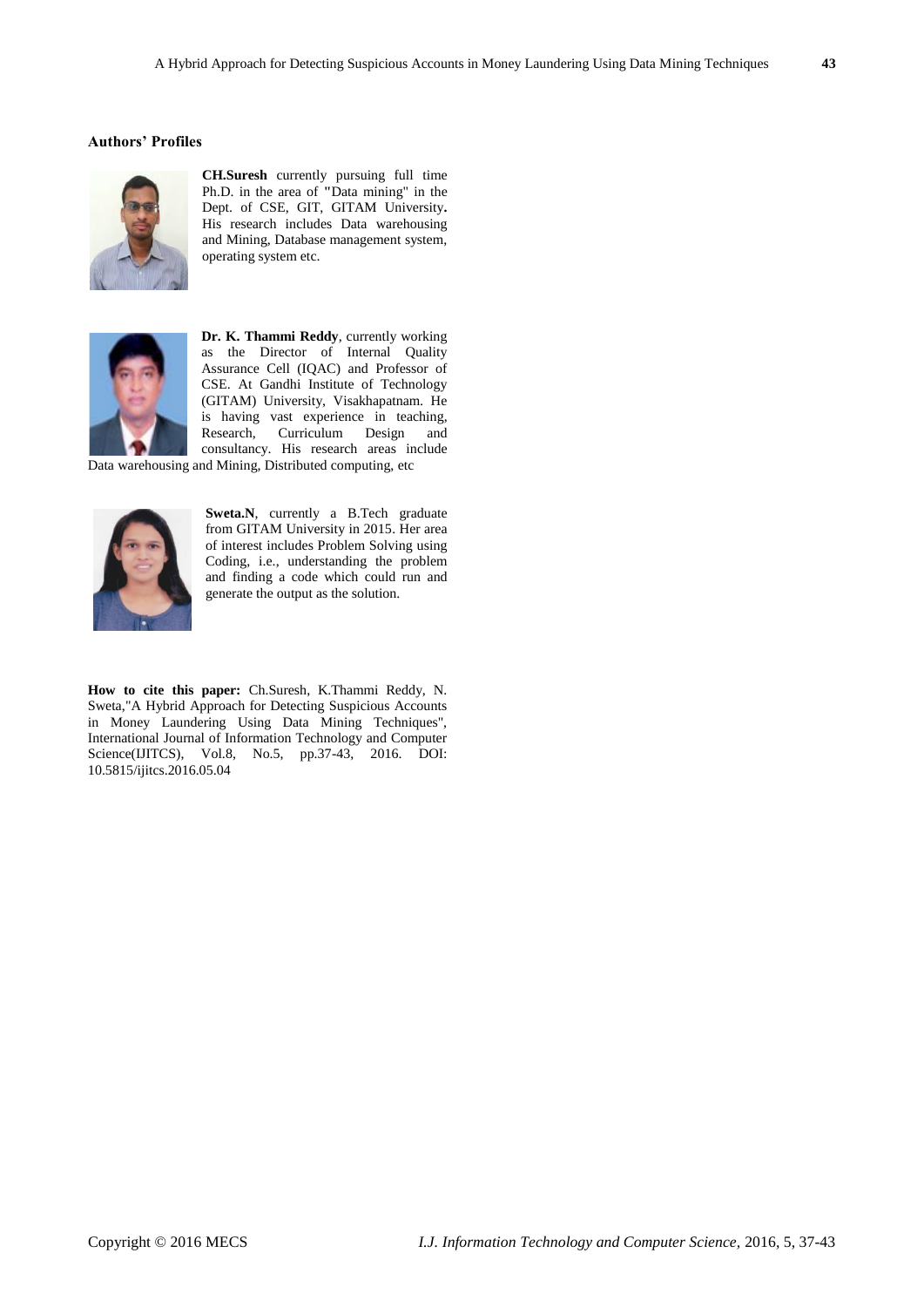### Authors' Profiles

**CH.Suresh** currently pursuing full time Ph.D. in the area of "Data mining" in the Dept. of CSE, GIT, GITAM University**.** His research includes Data warehousing and Mining, Database management system, operating system etc.

**Dr. K. Thammi Reddy**, currently working as the Director of Internal Quality Assurance Cell (IQAC) and Professor of CSE. At Gandhi Institute of Technology (GITAM) University, Visakhapatnam. He is having vast experience in teaching, Research, Curriculum Design and consultancy. His research areas include Data warehousing and Mining, Distributed computing, etc

**Sweta.N**, currently a B.Tech graduate from GITAM University in 2015. Her area of interest includes Problem Solving using Coding, i.e., understanding the problem and finding a code which could run and generate the output as the solution.

**How to cite this paper:** Ch.Suresh, K.Thammi Reddy, N. Sweta,"A Hybrid Approach for Detecting Suspicious Accounts in Money Laundering Using Data Mining Techniques", International Journal of Information Technology and Computer Science(IJITCS), Vol.8, No.5, pp.37-43, 2016. DOI: 10.5815/ijitcs.2016.05.04